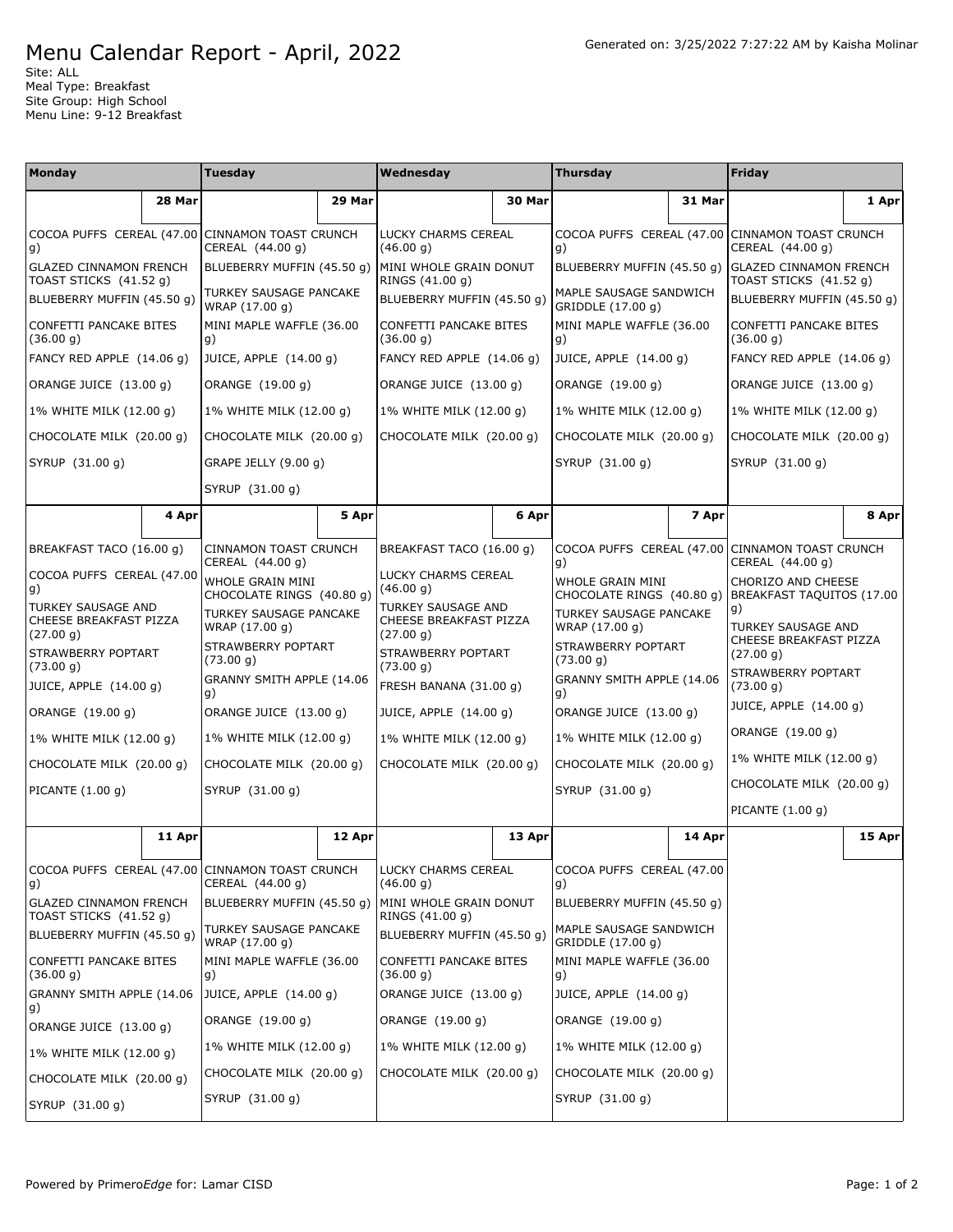# Menu Calendar Report - April, 2022

Generated on: 3/25/2022 7:27:22 AM by Kaisha Molinar

Site: ALL
Meal Type: Breakfast
Site Group: High School
Menu Line: 9-12 Breakfast

| Monday | Tuesday | Wednesday | Thursday | Friday |
|---|---|---|---|---|
| **28 Mar** | **29 Mar** | **30 Mar** | **31 Mar** | **1 Apr** |
| COCOA PUFFS CEREAL (47.00 g)<br>GLAZED CINNAMON FRENCH TOAST STICKS (41.52 g)<br>BLUEBERRY MUFFIN (45.50 g)<br>CONFETTI PANCAKE BITES (36.00 g)<br>FANCY RED APPLE (14.06 g)<br>ORANGE JUICE (13.00 g)<br>1% WHITE MILK (12.00 g)<br>CHOCOLATE MILK (20.00 g)<br>SYRUP (31.00 g) | CINNAMON TOAST CRUNCH CEREAL (44.00 g)<br>BLUEBERRY MUFFIN (45.50 g)<br>TURKEY SAUSAGE PANCAKE WRAP (17.00 g)<br>MINI MAPLE WAFFLE (36.00 g)<br>JUICE, APPLE (14.00 g)<br>ORANGE (19.00 g)<br>1% WHITE MILK (12.00 g)<br>CHOCOLATE MILK (20.00 g)<br>GRAPE JELLY (9.00 g)<br>SYRUP (31.00 g) | LUCKY CHARMS CEREAL (46.00 g)<br>MINI WHOLE GRAIN DONUT RINGS (41.00 g)<br>BLUEBERRY MUFFIN (45.50 g)<br>CONFETTI PANCAKE BITES (36.00 g)<br>FANCY RED APPLE (14.06 g)<br>ORANGE JUICE (13.00 g)<br>1% WHITE MILK (12.00 g)<br>CHOCOLATE MILK (20.00 g) | COCOA PUFFS CEREAL (47.00 g)<br>BLUEBERRY MUFFIN (45.50 g)<br>MAPLE SAUSAGE SANDWICH GRIDDLE (17.00 g)<br>MINI MAPLE WAFFLE (36.00 g)<br>JUICE, APPLE (14.00 g)<br>ORANGE (19.00 g)<br>1% WHITE MILK (12.00 g)<br>CHOCOLATE MILK (20.00 g)<br>SYRUP (31.00 g) | CINNAMON TOAST CRUNCH CEREAL (44.00 g)<br>GLAZED CINNAMON FRENCH TOAST STICKS (41.52 g)<br>BLUEBERRY MUFFIN (45.50 g)<br>CONFETTI PANCAKE BITES (36.00 g)<br>FANCY RED APPLE (14.06 g)<br>ORANGE JUICE (13.00 g)<br>1% WHITE MILK (12.00 g)<br>CHOCOLATE MILK (20.00 g)<br>SYRUP (31.00 g) |
| **4 Apr** | **5 Apr** | **6 Apr** | **7 Apr** | **8 Apr** |
| BREAKFAST TACO (16.00 g)<br>COCOA PUFFS CEREAL (47.00 g)<br>TURKEY SAUSAGE AND CHEESE BREAKFAST PIZZA (27.00 g)<br>STRAWBERRY POPTART (73.00 g)<br>JUICE, APPLE (14.00 g)<br>ORANGE (19.00 g)<br>1% WHITE MILK (12.00 g)<br>CHOCOLATE MILK (20.00 g)<br>PICANTE (1.00 g) | CINNAMON TOAST CRUNCH CEREAL (44.00 g)<br>WHOLE GRAIN MINI CHOCOLATE RINGS (40.80 g)<br>TURKEY SAUSAGE PANCAKE WRAP (17.00 g)<br>STRAWBERRY POPTART (73.00 g)<br>GRANNY SMITH APPLE (14.06 g)<br>ORANGE JUICE (13.00 g)<br>1% WHITE MILK (12.00 g)<br>CHOCOLATE MILK (20.00 g)<br>SYRUP (31.00 g) | BREAKFAST TACO (16.00 g)<br>LUCKY CHARMS CEREAL (46.00 g)<br>TURKEY SAUSAGE AND CHEESE BREAKFAST PIZZA (27.00 g)<br>STRAWBERRY POPTART (73.00 g)<br>FRESH BANANA (31.00 g)<br>JUICE, APPLE (14.00 g)<br>1% WHITE MILK (12.00 g)<br>CHOCOLATE MILK (20.00 g) | COCOA PUFFS CEREAL (47.00 g)<br>WHOLE GRAIN MINI CHOCOLATE RINGS (40.80 g)<br>TURKEY SAUSAGE PANCAKE WRAP (17.00 g)<br>STRAWBERRY POPTART (73.00 g)<br>GRANNY SMITH APPLE (14.06 g)<br>ORANGE JUICE (13.00 g)<br>1% WHITE MILK (12.00 g)<br>CHOCOLATE MILK (20.00 g)<br>SYRUP (31.00 g) | CINNAMON TOAST CRUNCH CEREAL (44.00 g)<br>CHORIZO AND CHEESE BREAKFAST TAQUITOS (17.00 g)<br>TURKEY SAUSAGE AND CHEESE BREAKFAST PIZZA (27.00 g)<br>STRAWBERRY POPTART (73.00 g)<br>JUICE, APPLE (14.00 g)<br>ORANGE (19.00 g)<br>1% WHITE MILK (12.00 g)<br>CHOCOLATE MILK (20.00 g)<br>PICANTE (1.00 g) |
| **11 Apr** | **12 Apr** | **13 Apr** | **14 Apr** | **15 Apr** |
| COCOA PUFFS CEREAL (47.00 g)<br>GLAZED CINNAMON FRENCH TOAST STICKS (41.52 g)<br>BLUEBERRY MUFFIN (45.50 g)<br>CONFETTI PANCAKE BITES (36.00 g)<br>GRANNY SMITH APPLE (14.06 g)<br>ORANGE JUICE (13.00 g)<br>1% WHITE MILK (12.00 g)<br>CHOCOLATE MILK (20.00 g)<br>SYRUP (31.00 g) | CINNAMON TOAST CRUNCH CEREAL (44.00 g)<br>BLUEBERRY MUFFIN (45.50 g)<br>TURKEY SAUSAGE PANCAKE WRAP (17.00 g)<br>MINI MAPLE WAFFLE (36.00 g)<br>JUICE, APPLE (14.00 g)<br>ORANGE (19.00 g)<br>1% WHITE MILK (12.00 g)<br>CHOCOLATE MILK (20.00 g)<br>SYRUP (31.00 g) | LUCKY CHARMS CEREAL (46.00 g)<br>MINI WHOLE GRAIN DONUT RINGS (41.00 g)<br>BLUEBERRY MUFFIN (45.50 g)<br>CONFETTI PANCAKE BITES (36.00 g)<br>ORANGE JUICE (13.00 g)<br>ORANGE (19.00 g)<br>1% WHITE MILK (12.00 g)<br>CHOCOLATE MILK (20.00 g) | COCOA PUFFS CEREAL (47.00 g)<br>BLUEBERRY MUFFIN (45.50 g)<br>MAPLE SAUSAGE SANDWICH GRIDDLE (17.00 g)<br>MINI MAPLE WAFFLE (36.00 g)<br>JUICE, APPLE (14.00 g)<br>ORANGE (19.00 g)<br>1% WHITE MILK (12.00 g)<br>CHOCOLATE MILK (20.00 g)<br>SYRUP (31.00 g) | |

Powered by Primero*Edge* for: Lamar CISD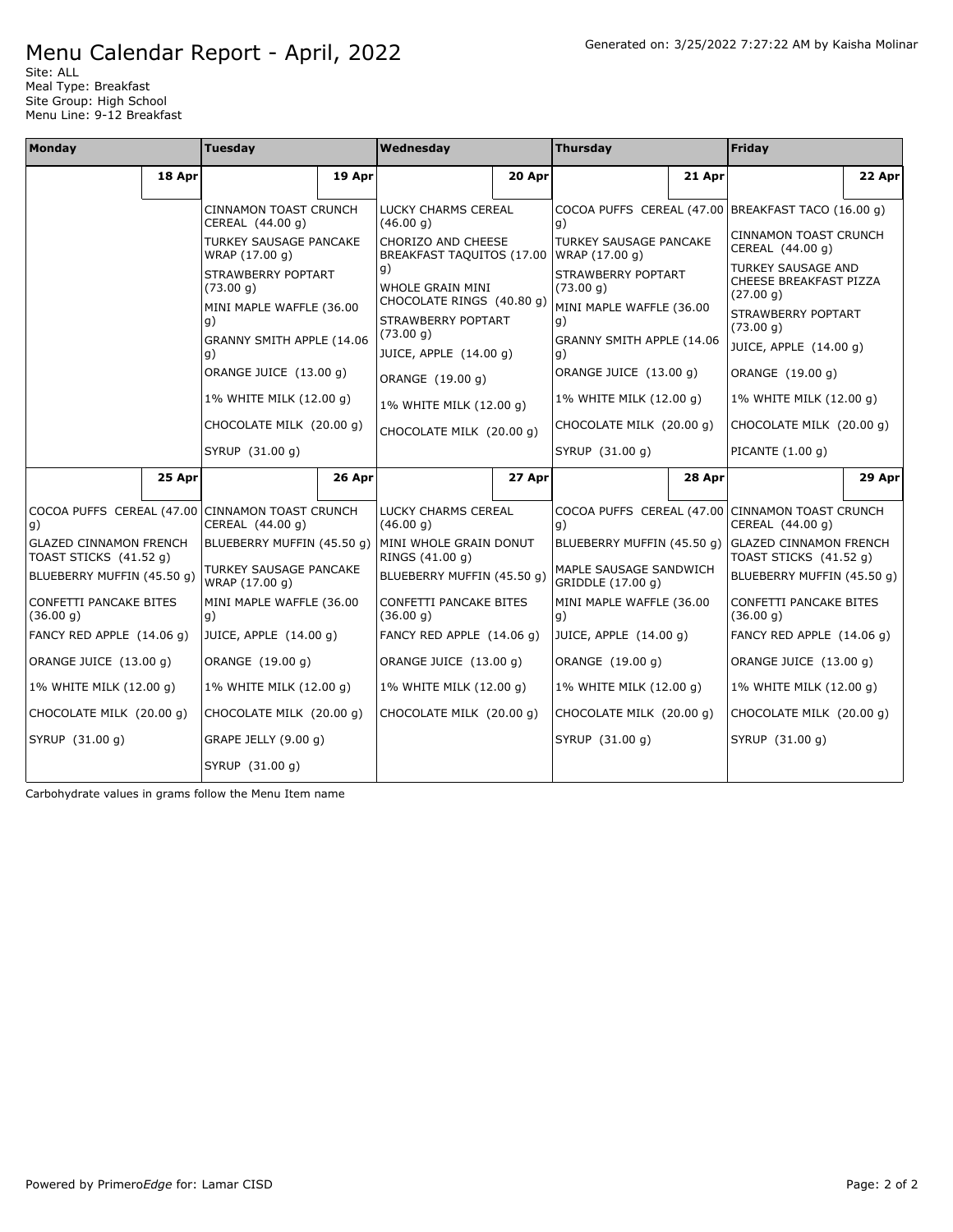# Menu Calendar Report - April, 2022

Generated on: 3/25/2022 7:27:22 AM by Kaisha Molinar

Site: ALL
Meal Type: Breakfast
Site Group: High School
Menu Line: 9-12 Breakfast

| Monday | Tuesday | Wednesday | Thursday | Friday |
|---|---|---|---|---|
| 18 Apr | 19 Apr | 20 Apr | 21 Apr | 22 Apr |
| | CINNAMON TOAST CRUNCH CEREAL (44.00 g)<br>TURKEY SAUSAGE PANCAKE WRAP (17.00 g)<br>STRAWBERRY POPTART (73.00 g)<br>MINI MAPLE WAFFLE (36.00 g)<br>GRANNY SMITH APPLE (14.06 g)<br>ORANGE JUICE (13.00 g)<br>1% WHITE MILK (12.00 g)<br>CHOCOLATE MILK (20.00 g)<br>SYRUP (31.00 g) | LUCKY CHARMS CEREAL (46.00 g)<br>CHORIZO AND CHEESE BREAKFAST TAQUITOS (17.00 g)<br>WHOLE GRAIN MINI CHOCOLATE RINGS (40.80 g)<br>STRAWBERRY POPTART (73.00 g)<br>JUICE, APPLE (14.00 g)<br>ORANGE (19.00 g)<br>1% WHITE MILK (12.00 g)<br>CHOCOLATE MILK (20.00 g) | COCOA PUFFS CEREAL (47.00 g)<br>TURKEY SAUSAGE PANCAKE WRAP (17.00 g)<br>STRAWBERRY POPTART (73.00 g)<br>MINI MAPLE WAFFLE (36.00 g)<br>GRANNY SMITH APPLE (14.06 g)<br>ORANGE JUICE (13.00 g)<br>1% WHITE MILK (12.00 g)<br>CHOCOLATE MILK (20.00 g)<br>SYRUP (31.00 g) | BREAKFAST TACO (16.00 g)<br>CINNAMON TOAST CRUNCH CEREAL (44.00 g)<br>TURKEY SAUSAGE AND CHEESE BREAKFAST PIZZA (27.00 g)<br>STRAWBERRY POPTART (73.00 g)<br>JUICE, APPLE (14.00 g)<br>ORANGE (19.00 g)<br>1% WHITE MILK (12.00 g)<br>CHOCOLATE MILK (20.00 g)<br>PICANTE (1.00 g) |
| 25 Apr | 26 Apr | 27 Apr | 28 Apr | 29 Apr |
| COCOA PUFFS CEREAL (47.00 g)<br>GLAZED CINNAMON FRENCH TOAST STICKS (41.52 g)<br>BLUEBERRY MUFFIN (45.50 g)<br>CONFETTI PANCAKE BITES (36.00 g)<br>FANCY RED APPLE (14.06 g)<br>ORANGE JUICE (13.00 g)<br>1% WHITE MILK (12.00 g)<br>CHOCOLATE MILK (20.00 g)<br>SYRUP (31.00 g) | CINNAMON TOAST CRUNCH CEREAL (44.00 g)<br>BLUEBERRY MUFFIN (45.50 g)<br>TURKEY SAUSAGE PANCAKE WRAP (17.00 g)<br>MINI MAPLE WAFFLE (36.00 g)<br>JUICE, APPLE (14.00 g)<br>ORANGE (19.00 g)<br>1% WHITE MILK (12.00 g)<br>CHOCOLATE MILK (20.00 g)<br>GRAPE JELLY (9.00 g)<br>SYRUP (31.00 g) | LUCKY CHARMS CEREAL (46.00 g)<br>MINI WHOLE GRAIN DONUT RINGS (41.00 g)<br>BLUEBERRY MUFFIN (45.50 g)<br>CONFETTI PANCAKE BITES (36.00 g)<br>FANCY RED APPLE (14.06 g)<br>ORANGE JUICE (13.00 g)<br>1% WHITE MILK (12.00 g)<br>CHOCOLATE MILK (20.00 g) | COCOA PUFFS CEREAL (47.00 g)<br>BLUEBERRY MUFFIN (45.50 g)<br>MAPLE SAUSAGE SANDWICH GRIDDLE (17.00 g)<br>MINI MAPLE WAFFLE (36.00 g)<br>JUICE, APPLE (14.00 g)<br>ORANGE (19.00 g)<br>1% WHITE MILK (12.00 g)<br>CHOCOLATE MILK (20.00 g)<br>SYRUP (31.00 g) | CINNAMON TOAST CRUNCH CEREAL (44.00 g)<br>GLAZED CINNAMON FRENCH TOAST STICKS (41.52 g)<br>BLUEBERRY MUFFIN (45.50 g)<br>CONFETTI PANCAKE BITES (36.00 g)<br>FANCY RED APPLE (14.06 g)<br>ORANGE JUICE (13.00 g)<br>1% WHITE MILK (12.00 g)<br>CHOCOLATE MILK (20.00 g)<br>SYRUP (31.00 g) |

Carbohydrate values in grams follow the Menu Item name

Powered by Primero*Edge* for: Lamar CISD